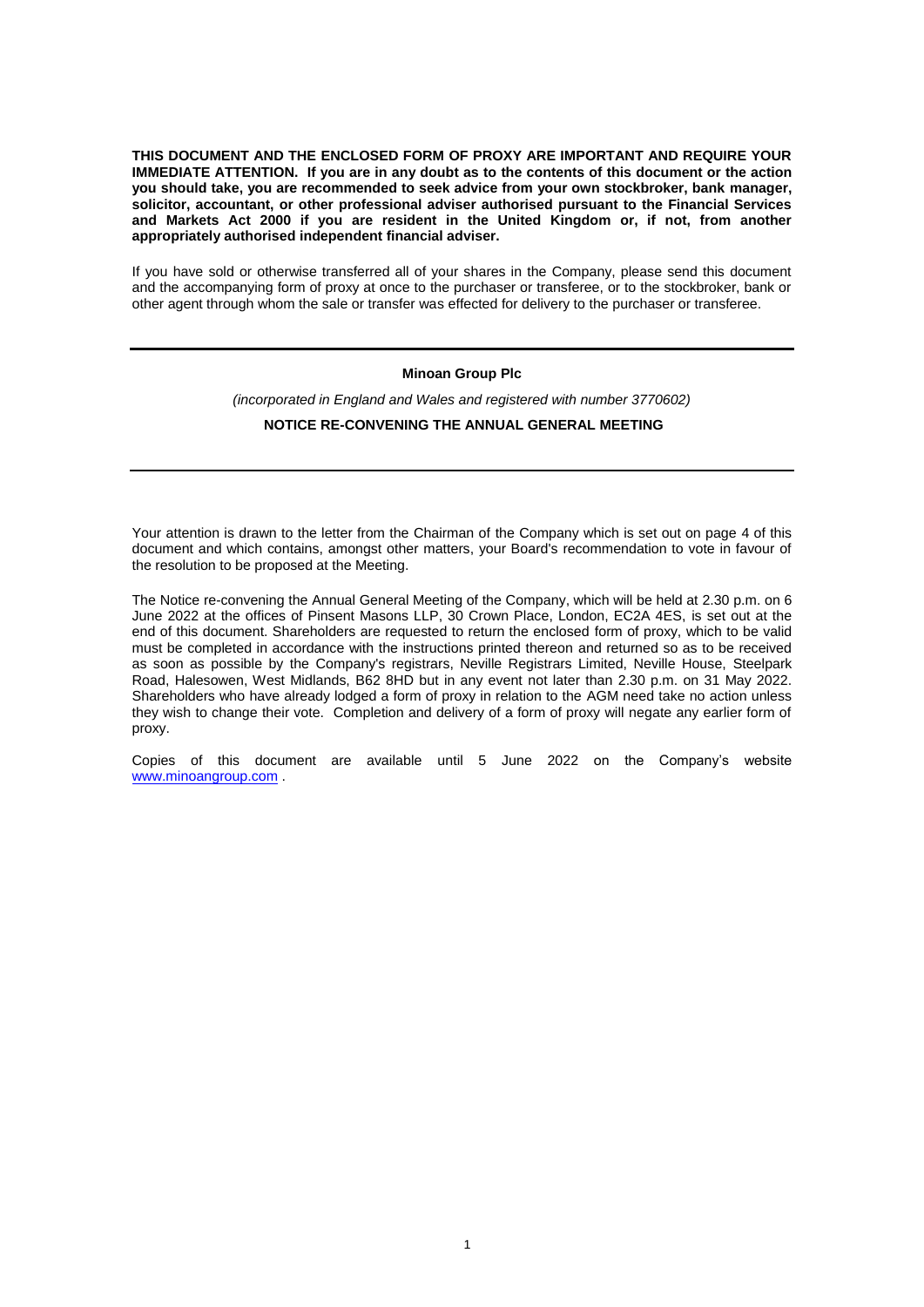**THIS DOCUMENT AND THE ENCLOSED FORM OF PROXY ARE IMPORTANT AND REQUIRE YOUR IMMEDIATE ATTENTION. If you are in any doubt as to the contents of this document or the action you should take, you are recommended to seek advice from your own stockbroker, bank manager, solicitor, accountant, or other professional adviser authorised pursuant to the Financial Services and Markets Act 2000 if you are resident in the United Kingdom or, if not, from another appropriately authorised independent financial adviser.**

If you have sold or otherwise transferred all of your shares in the Company, please send this document and the accompanying form of proxy at once to the purchaser or transferee, or to the stockbroker, bank or other agent through whom the sale or transfer was effected for delivery to the purchaser or transferee.

---

**Minoan Group Plc**

*(incorporated in England and Wales and registered with number 3770602)*

**NOTICE RE-CONVENING THE ANNUAL GENERAL MEETING**

---

Your attention is drawn to the letter from the Chairman of the Company which is set out on page 4 of this document and which contains, amongst other matters, your Board's recommendation to vote in favour of the resolution to be proposed at the Meeting.

The Notice re-convening the Annual General Meeting of the Company, which will be held at 2.30 p.m. on 6 June 2022 at the offices of Pinsent Masons LLP, 30 Crown Place, London, EC2A 4ES, is set out at the end of this document. Shareholders are requested to return the enclosed form of proxy, which to be valid must be completed in accordance with the instructions printed thereon and returned so as to be received as soon as possible by the Company's registrars, Neville Registrars Limited, Neville House, Steelpark Road, Halesowen, West Midlands, B62 8HD but in any event not later than 2.30 p.m. on 31 May 2022. Shareholders who have already lodged a form of proxy in relation to the AGM need take no action unless they wish to change their vote. Completion and delivery of a form of proxy will negate any earlier form of proxy.

Copies of this document are available until 5 June 2022 on the Company's website www.minoangroup.com .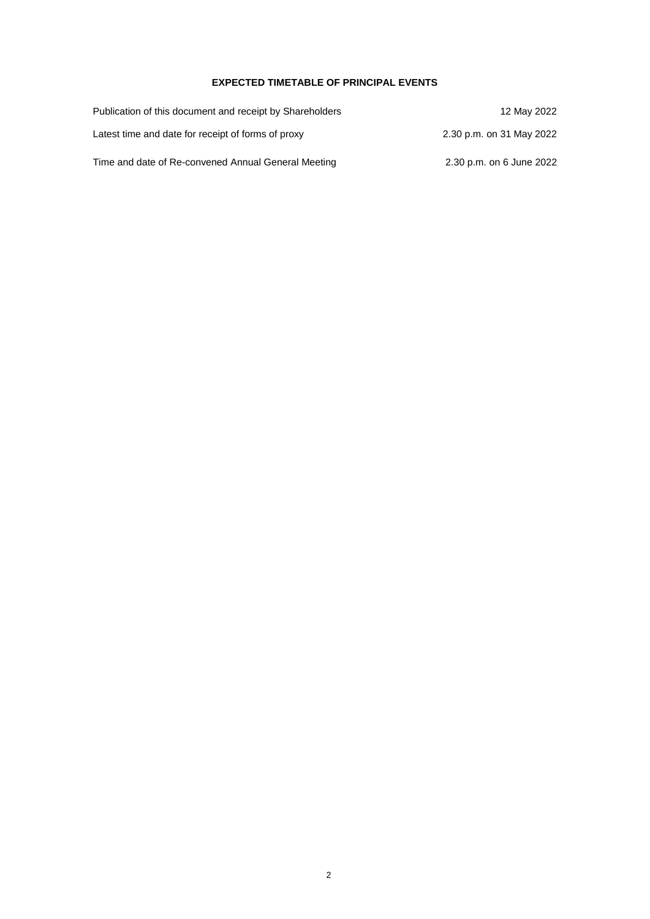## EXPECTED TIMETABLE OF PRINCIPAL EVENTS

| | |
|---|---|
| Publication of this document and receipt by Shareholders | 12 May 2022 |
| Latest time and date for receipt of forms of proxy | 2.30 p.m. on 31 May 2022 |
| Time and date of Re-convened Annual General Meeting | 2.30 p.m. on 6 June 2022 |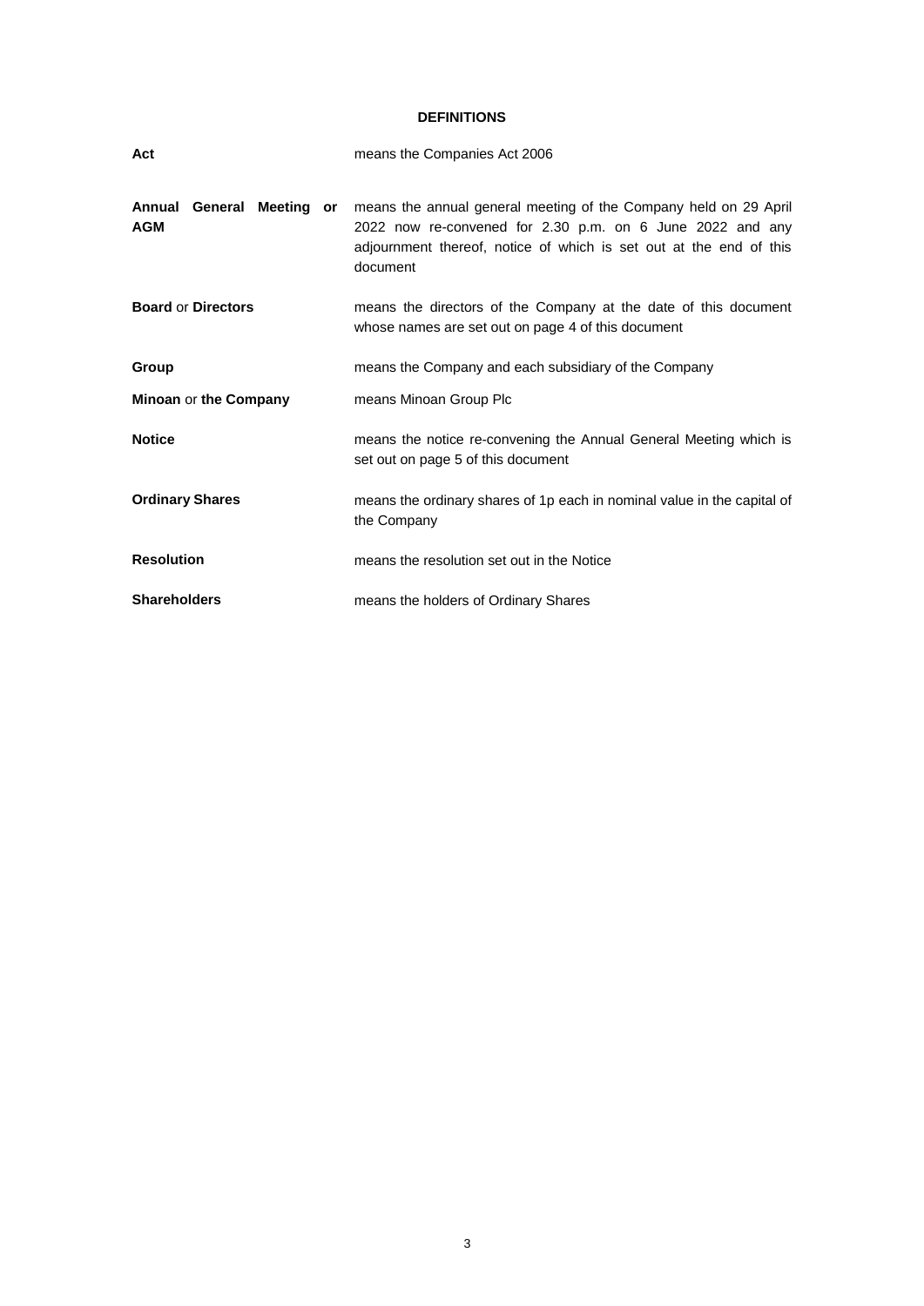## DEFINITIONS

| | |
|---|---|
| **Act** | means the Companies Act 2006 |
| **Annual General Meeting** or **AGM** | means the annual general meeting of the Company held on 29 April 2022 now re-convened for 2.30 p.m. on 6 June 2022 and any adjournment thereof, notice of which is set out at the end of this document |
| **Board** or **Directors** | means the directors of the Company at the date of this document whose names are set out on page 4 of this document |
| **Group** | means the Company and each subsidiary of the Company |
| **Minoan** or **the Company** | means Minoan Group Plc |
| **Notice** | means the notice re-convening the Annual General Meeting which is set out on page 5 of this document |
| **Ordinary Shares** | means the ordinary shares of 1p each in nominal value in the capital of the Company |
| **Resolution** | means the resolution set out in the Notice |
| **Shareholders** | means the holders of Ordinary Shares |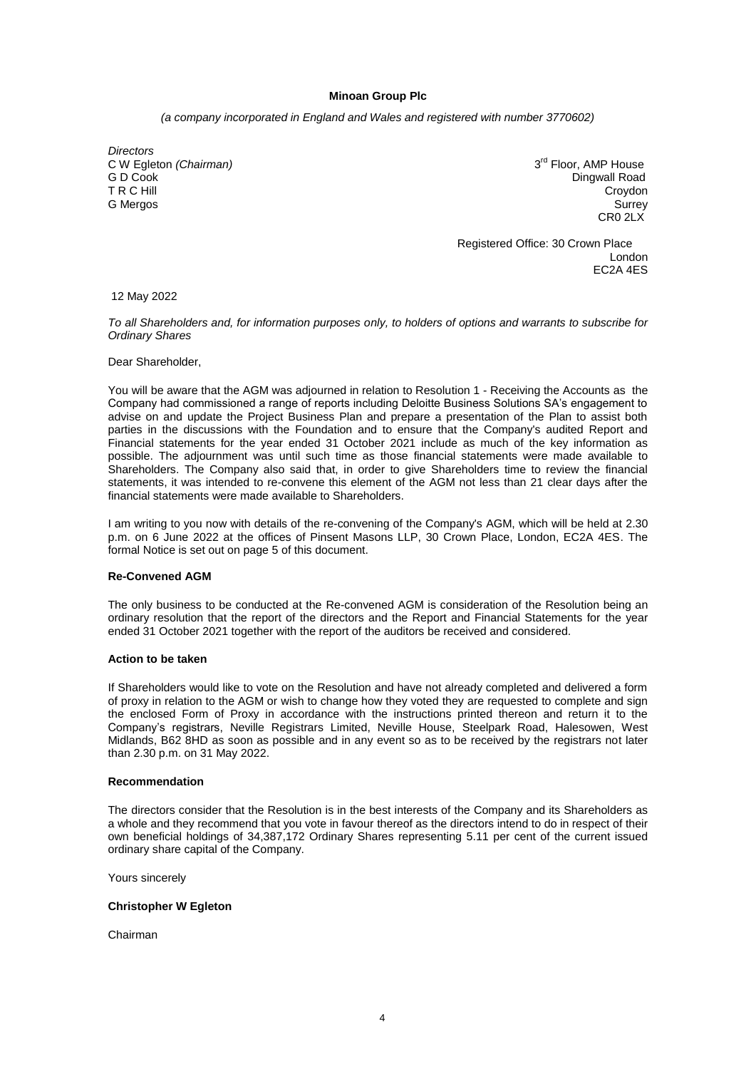**Minoan Group Plc**

*(a company incorporated in England and Wales and registered with number 3770602)*

*Directors*
C W Egleton *(Chairman)*
G D Cook
T R C Hill
G Mergos

3rd Floor, AMP House
Dingwall Road
Croydon
Surrey
CR0 2LX

Registered Office: 30 Crown Place
London
EC2A 4ES

12 May 2022

*To all Shareholders and, for information purposes only, to holders of options and warrants to subscribe for Ordinary Shares*

Dear Shareholder,

You will be aware that the AGM was adjourned in relation to Resolution 1 - Receiving the Accounts as the Company had commissioned a range of reports including Deloitte Business Solutions SA's engagement to advise on and update the Project Business Plan and prepare a presentation of the Plan to assist both parties in the discussions with the Foundation and to ensure that the Company's audited Report and Financial statements for the year ended 31 October 2021 include as much of the key information as possible. The adjournment was until such time as those financial statements were made available to Shareholders. The Company also said that, in order to give Shareholders time to review the financial statements, it was intended to re-convene this element of the AGM not less than 21 clear days after the financial statements were made available to Shareholders.

I am writing to you now with details of the re-convening of the Company's AGM, which will be held at 2.30 p.m. on 6 June 2022 at the offices of Pinsent Masons LLP, 30 Crown Place, London, EC2A 4ES. The formal Notice is set out on page 5 of this document.

**Re-Convened AGM**

The only business to be conducted at the Re-convened AGM is consideration of the Resolution being an ordinary resolution that the report of the directors and the Report and Financial Statements for the year ended 31 October 2021 together with the report of the auditors be received and considered.

**Action to be taken**

If Shareholders would like to vote on the Resolution and have not already completed and delivered a form of proxy in relation to the AGM or wish to change how they voted they are requested to complete and sign the enclosed Form of Proxy in accordance with the instructions printed thereon and return it to the Company's registrars, Neville Registrars Limited, Neville House, Steelpark Road, Halesowen, West Midlands, B62 8HD as soon as possible and in any event so as to be received by the registrars not later than 2.30 p.m. on 31 May 2022.

**Recommendation**

The directors consider that the Resolution is in the best interests of the Company and its Shareholders as a whole and they recommend that you vote in favour thereof as the directors intend to do in respect of their own beneficial holdings of 34,387,172 Ordinary Shares representing 5.11 per cent of the current issued ordinary share capital of the Company.

Yours sincerely

**Christopher W Egleton**

Chairman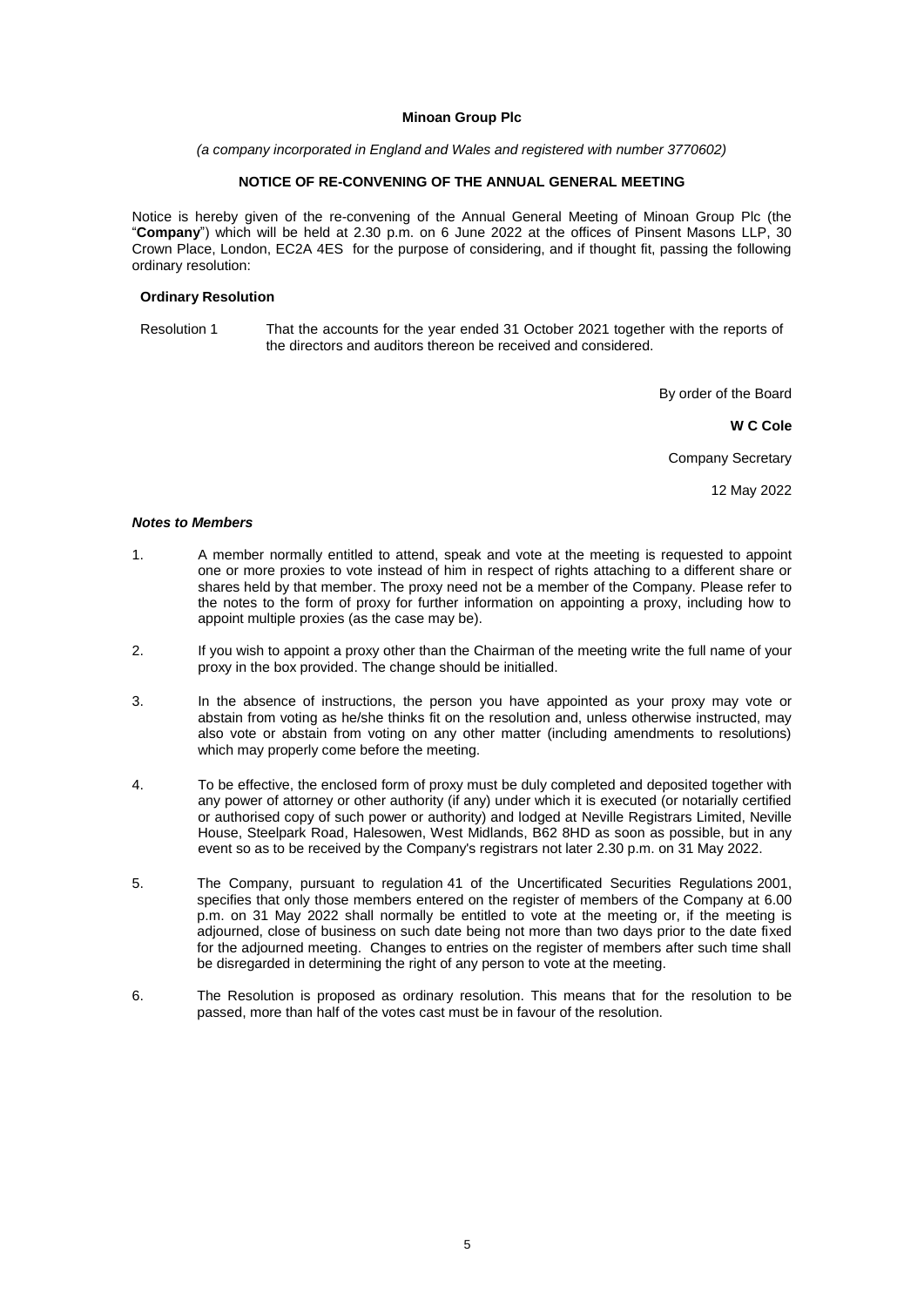**Minoan Group Plc**

*(a company incorporated in England and Wales and registered with number 3770602)*

**NOTICE OF RE-CONVENING OF THE ANNUAL GENERAL MEETING**

Notice is hereby given of the re-convening of the Annual General Meeting of Minoan Group Plc (the "**Company**") which will be held at 2.30 p.m. on 6 June 2022 at the offices of Pinsent Masons LLP, 30 Crown Place, London, EC2A 4ES for the purpose of considering, and if thought fit, passing the following ordinary resolution:

**Ordinary Resolution**

Resolution 1 That the accounts for the year ended 31 October 2021 together with the reports of the directors and auditors thereon be received and considered.

By order of the Board

**W C Cole**

Company Secretary

12 May 2022

***Notes to Members***

1. A member normally entitled to attend, speak and vote at the meeting is requested to appoint one or more proxies to vote instead of him in respect of rights attaching to a different share or shares held by that member. The proxy need not be a member of the Company. Please refer to the notes to the form of proxy for further information on appointing a proxy, including how to appoint multiple proxies (as the case may be).

2. If you wish to appoint a proxy other than the Chairman of the meeting write the full name of your proxy in the box provided. The change should be initialled.

3. In the absence of instructions, the person you have appointed as your proxy may vote or abstain from voting as he/she thinks fit on the resolution and, unless otherwise instructed, may also vote or abstain from voting on any other matter (including amendments to resolutions) which may properly come before the meeting.

4. To be effective, the enclosed form of proxy must be duly completed and deposited together with any power of attorney or other authority (if any) under which it is executed (or notarially certified or authorised copy of such power or authority) and lodged at Neville Registrars Limited, Neville House, Steelpark Road, Halesowen, West Midlands, B62 8HD as soon as possible, but in any event so as to be received by the Company's registrars not later 2.30 p.m. on 31 May 2022.

5. The Company, pursuant to regulation 41 of the Uncertificated Securities Regulations 2001, specifies that only those members entered on the register of members of the Company at 6.00 p.m. on 31 May 2022 shall normally be entitled to vote at the meeting or, if the meeting is adjourned, close of business on such date being not more than two days prior to the date fixed for the adjourned meeting. Changes to entries on the register of members after such time shall be disregarded in determining the right of any person to vote at the meeting.

6. The Resolution is proposed as ordinary resolution. This means that for the resolution to be passed, more than half of the votes cast must be in favour of the resolution.